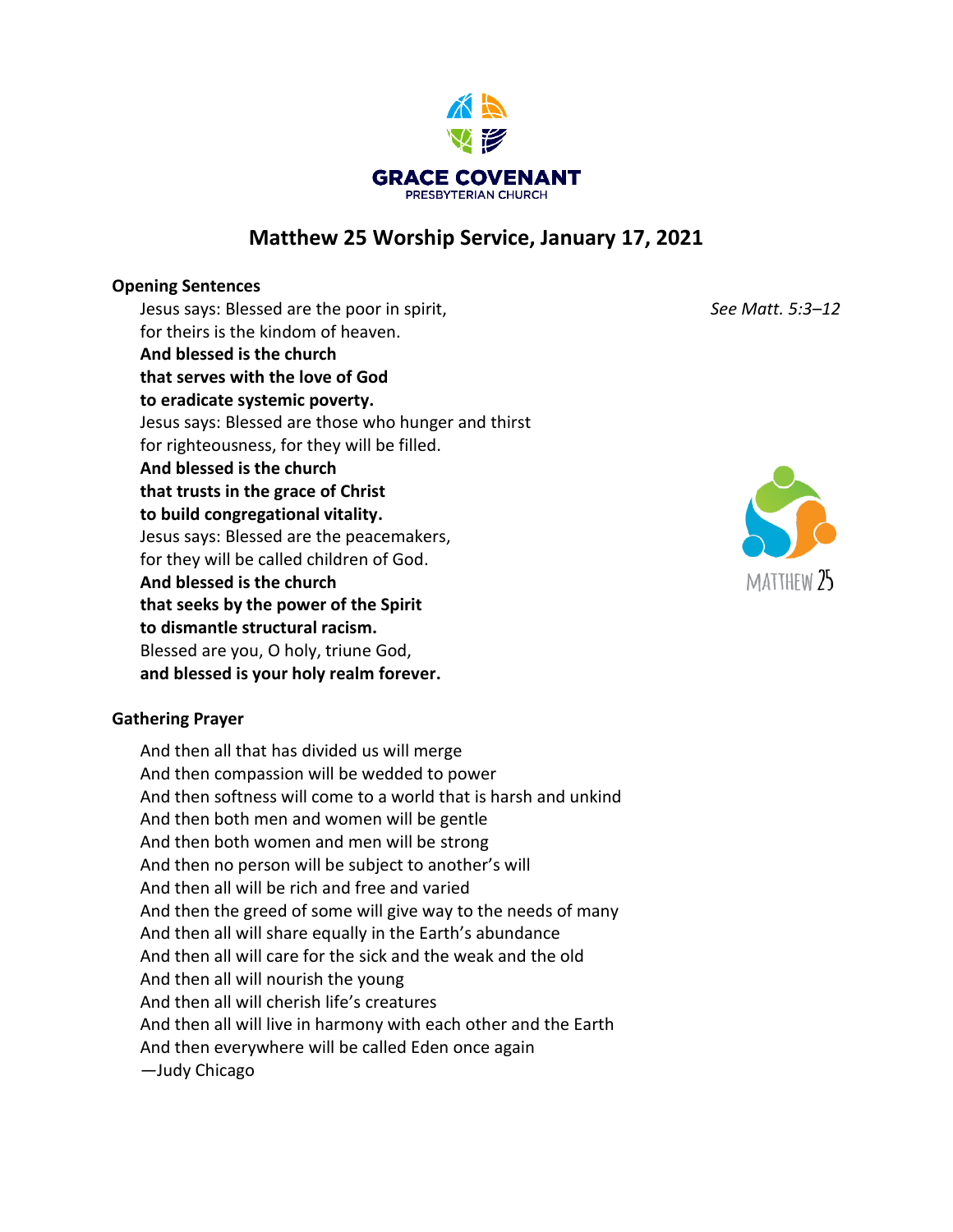GRACE COVENANT
PRESBYTERIAN CHURCH

# Matthew 25 Worship Service, January 17, 2021

**Opening Sentences**

*See Matt. 5:3–12*

Jesus says: Blessed are the poor in spirit,
for theirs is the kindom of heaven.
**And blessed is the church**
**that serves with the love of God**
**to eradicate systemic poverty.**
Jesus says: Blessed are those who hunger and thirst
for righteousness, for they will be filled.
**And blessed is the church**
**that trusts in the grace of Christ**
**to build congregational vitality.**
Jesus says: Blessed are the peacemakers,
for they will be called children of God.
**And blessed is the church**
**that seeks by the power of the Spirit**
**to dismantle structural racism.**
Blessed are you, O holy, triune God,
**and blessed is your holy realm forever.**

MATTHEW 25

**Gathering Prayer**

And then all that has divided us will merge
And then compassion will be wedded to power
And then softness will come to a world that is harsh and unkind
And then both men and women will be gentle
And then both women and men will be strong
And then no person will be subject to another's will
And then all will be rich and free and varied
And then the greed of some will give way to the needs of many
And then all will share equally in the Earth's abundance
And then all will care for the sick and the weak and the old
And then all will nourish the young
And then all will cherish life's creatures
And then all will live in harmony with each other and the Earth
And then everywhere will be called Eden once again
—Judy Chicago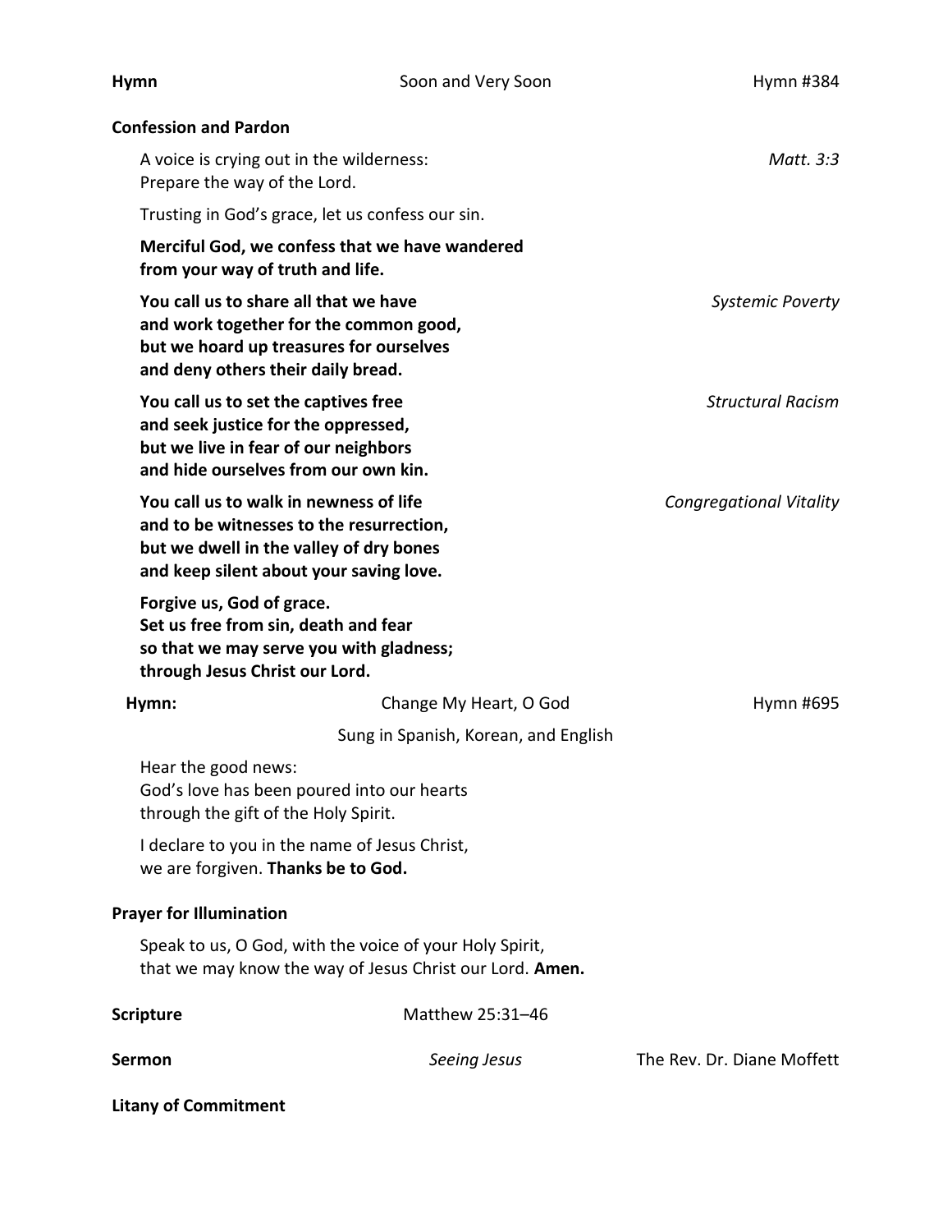**Hymn** Soon and Very Soon Hymn #384

**Confession and Pardon**

A voice is crying out in the wilderness:
Prepare the way of the Lord. *Matt. 3:3*

Trusting in God's grace, let us confess our sin.

**Merciful God, we confess that we have wandered
from your way of truth and life.**

**You call us to share all that we have
and work together for the common good,
but we hoard up treasures for ourselves
and deny others their daily bread.** *Systemic Poverty*

**You call us to set the captives free
and seek justice for the oppressed,
but we live in fear of our neighbors
and hide ourselves from our own kin.** *Structural Racism*

**You call us to walk in newness of life
and to be witnesses to the resurrection,
but we dwell in the valley of dry bones
and keep silent about your saving love.** *Congregational Vitality*

**Forgive us, God of grace.
Set us free from sin, death and fear
so that we may serve you with gladness;
through Jesus Christ our Lord.**

**Hymn:** Change My Heart, O God Hymn #695

Sung in Spanish, Korean, and English

Hear the good news:
God's love has been poured into our hearts
through the gift of the Holy Spirit.

I declare to you in the name of Jesus Christ,
we are forgiven. **Thanks be to God.**

**Prayer for Illumination**

Speak to us, O God, with the voice of your Holy Spirit,
that we may know the way of Jesus Christ our Lord. **Amen.**

**Scripture** Matthew 25:31–46

**Sermon** *Seeing Jesus* The Rev. Dr. Diane Moffett

**Litany of Commitment**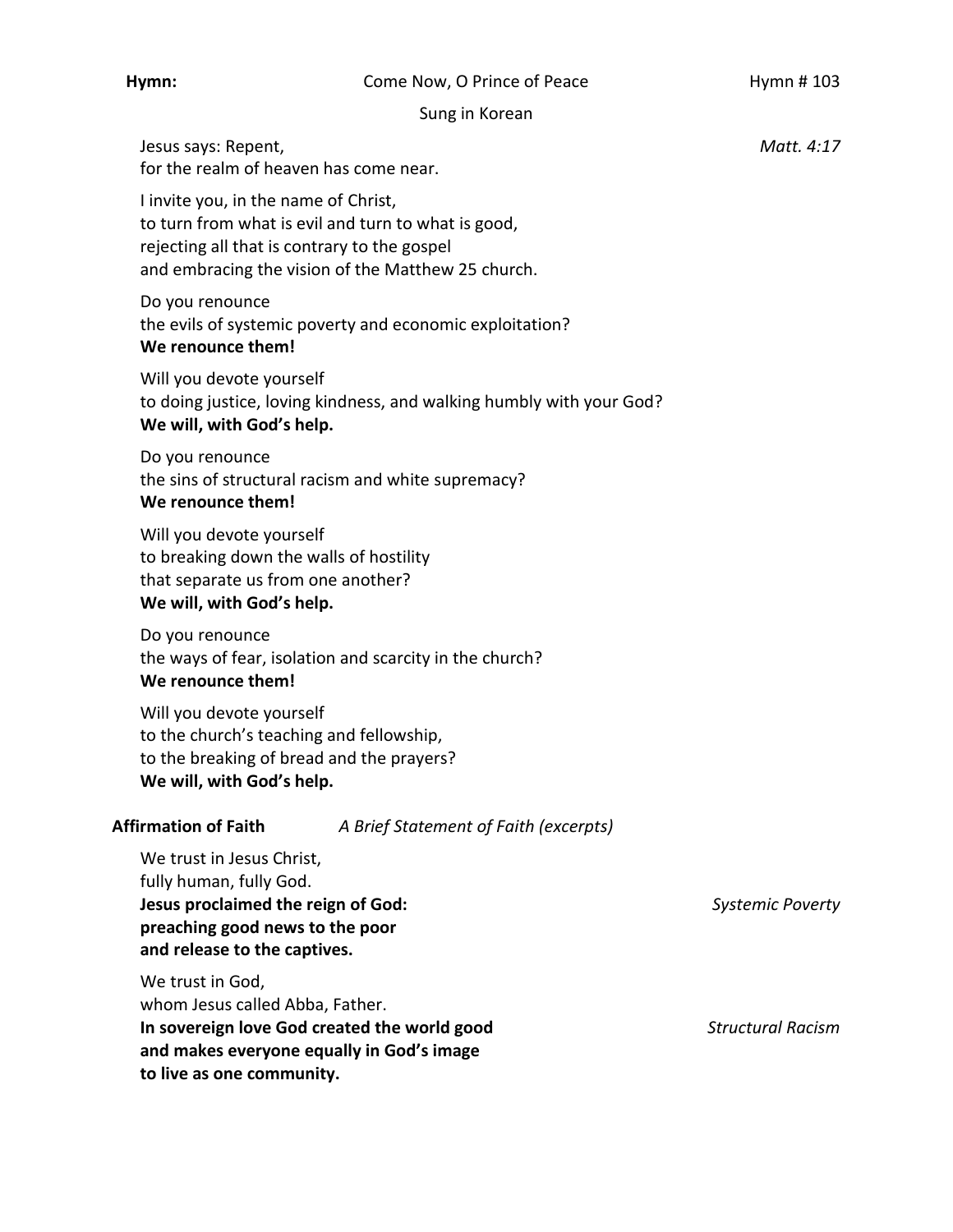**Hymn:** Come Now, O Prince of Peace Hymn # 103

Sung in Korean

Jesus says: Repent,
for the realm of heaven has come near. *Matt. 4:17*

I invite you, in the name of Christ,
to turn from what is evil and turn to what is good,
rejecting all that is contrary to the gospel
and embracing the vision of the Matthew 25 church.

Do you renounce
the evils of systemic poverty and economic exploitation?
**We renounce them!**

Will you devote yourself
to doing justice, loving kindness, and walking humbly with your God?
**We will, with God's help.**

Do you renounce
the sins of structural racism and white supremacy?
**We renounce them!**

Will you devote yourself
to breaking down the walls of hostility
that separate us from one another?
**We will, with God's help.**

Do you renounce
the ways of fear, isolation and scarcity in the church?
**We renounce them!**

Will you devote yourself
to the church's teaching and fellowship,
to the breaking of bread and the prayers?
**We will, with God's help.**

**Affirmation of Faith** *A Brief Statement of Faith (excerpts)*

We trust in Jesus Christ,
fully human, fully God.
**Jesus proclaimed the reign of God:**
**preaching good news to the poor**
**and release to the captives.** *Systemic Poverty*

We trust in God,
whom Jesus called Abba, Father.
**In sovereign love God created the world good**
**and makes everyone equally in God's image**
**to live as one community.** *Structural Racism*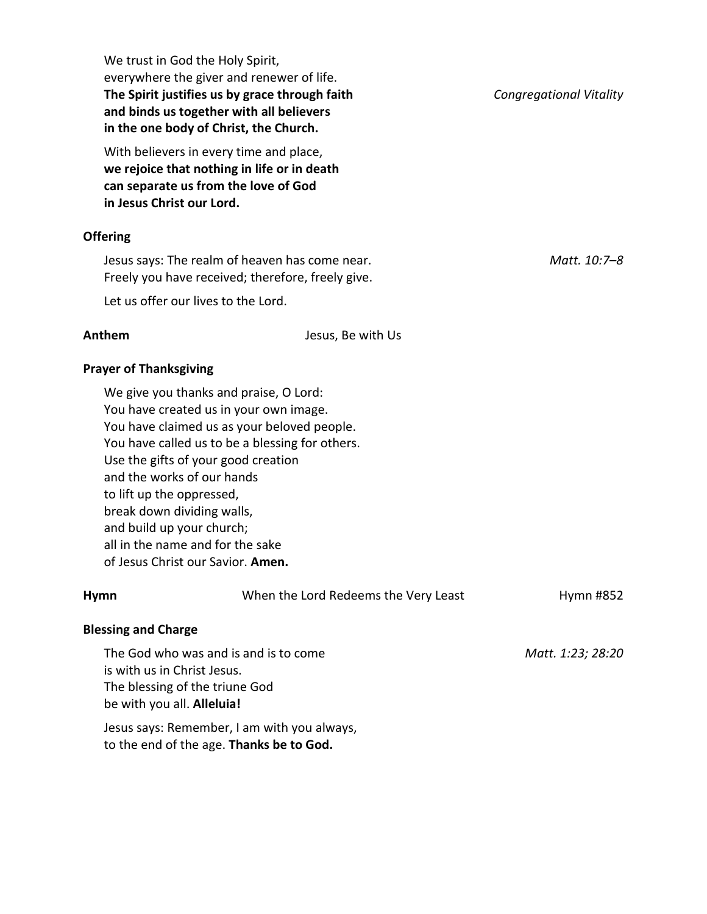We trust in God the Holy Spirit,
everywhere the giver and renewer of life.
**The Spirit justifies us by grace through faith**
**and binds us together with all believers**
**in the one body of Christ, the Church.**

*Congregational Vitality*

With believers in every time and place,
**we rejoice that nothing in life or in death**
**can separate us from the love of God**
**in Jesus Christ our Lord.**

### Offering

Jesus says: The realm of heaven has come near.
Freely you have received; therefore, freely give.

*Matt. 10:7–8*

Let us offer our lives to the Lord.

**Anthem** Jesus, Be with Us

### Prayer of Thanksgiving

We give you thanks and praise, O Lord:
You have created us in your own image.
You have claimed us as your beloved people.
You have called us to be a blessing for others.
Use the gifts of your good creation
and the works of our hands
to lift up the oppressed,
break down dividing walls,
and build up your church;
all in the name and for the sake
of Jesus Christ our Savior. **Amen.**

**Hymn** When the Lord Redeems the Very Least Hymn #852

### Blessing and Charge

The God who was and is and is to come
is with us in Christ Jesus.
The blessing of the triune God
be with you all. **Alleluia!**

*Matt. 1:23; 28:20*

Jesus says: Remember, I am with you always,
to the end of the age. **Thanks be to God.**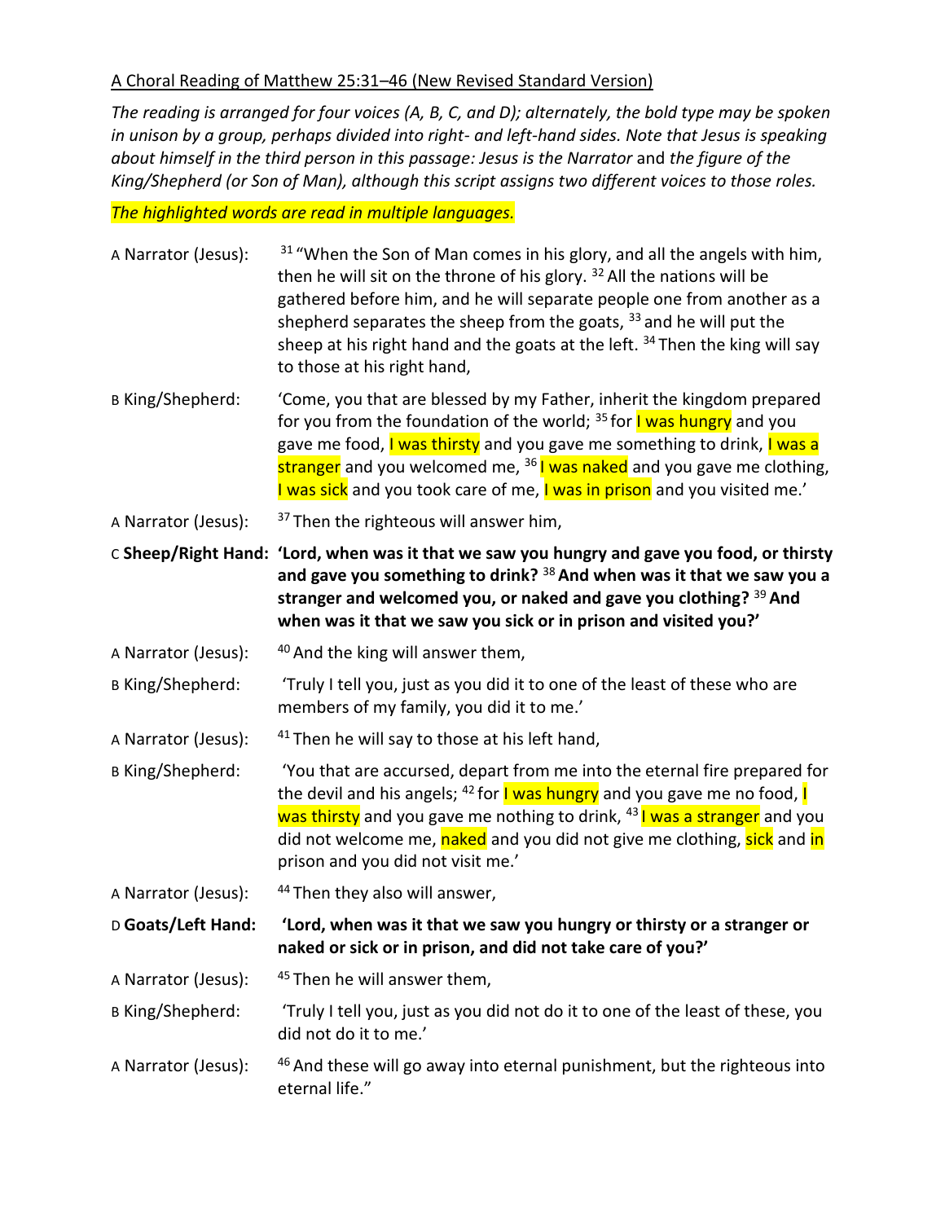A Choral Reading of Matthew 25:31–46 (New Revised Standard Version)

*The reading is arranged for four voices (A, B, C, and D); alternately, the bold type may be spoken in unison by a group, perhaps divided into right- and left-hand sides. Note that Jesus is speaking about himself in the third person in this passage: Jesus is the Narrator* and *the figure of the King/Shepherd (or Son of Man), although this script assigns two different voices to those roles.*

*The highlighted words are read in multiple languages.*

A Narrator (Jesus): [31] "When the Son of Man comes in his glory, and all the angels with him, then he will sit on the throne of his glory. [32] All the nations will be gathered before him, and he will separate people one from another as a shepherd separates the sheep from the goats, [33] and he will put the sheep at his right hand and the goats at the left. [34] Then the king will say to those at his right hand,

B King/Shepherd: 'Come, you that are blessed by my Father, inherit the kingdom prepared for you from the foundation of the world; [35] for I was hungry and you gave me food, I was thirsty and you gave me something to drink, I was a stranger and you welcomed me, [36] I was naked and you gave me clothing, I was sick and you took care of me, I was in prison and you visited me.'

A Narrator (Jesus): [37] Then the righteous will answer him,

C **Sheep/Right Hand: 'Lord, when was it that we saw you hungry and gave you food, or thirsty and gave you something to drink? [38] And when was it that we saw you a stranger and welcomed you, or naked and gave you clothing? [39] And when was it that we saw you sick or in prison and visited you?'**

A Narrator (Jesus): [40] And the king will answer them,

B King/Shepherd: 'Truly I tell you, just as you did it to one of the least of these who are members of my family, you did it to me.'

A Narrator (Jesus): [41] Then he will say to those at his left hand,

B King/Shepherd: 'You that are accursed, depart from me into the eternal fire prepared for the devil and his angels; [42] for I was hungry and you gave me no food, I was thirsty and you gave me nothing to drink, [43] I was a stranger and you did not welcome me, naked and you did not give me clothing, sick and in prison and you did not visit me.'

A Narrator (Jesus): [44] Then they also will answer,

D **Goats/Left Hand: 'Lord, when was it that we saw you hungry or thirsty or a stranger or naked or sick or in prison, and did not take care of you?'**

A Narrator (Jesus): [45] Then he will answer them,

B King/Shepherd: 'Truly I tell you, just as you did not do it to one of the least of these, you did not do it to me.'

A Narrator (Jesus): [46] And these will go away into eternal punishment, but the righteous into eternal life."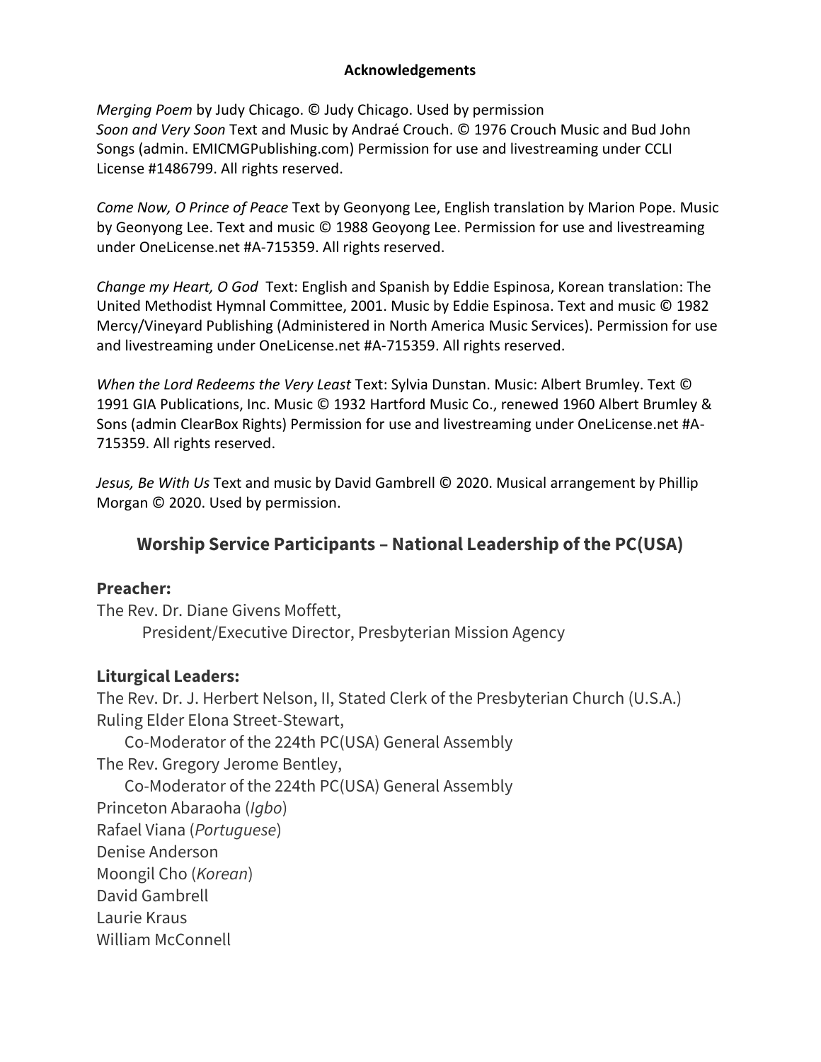**Acknowledgements**

*Merging Poem* by Judy Chicago. © Judy Chicago. Used by permission
*Soon and Very Soon* Text and Music by Andraé Crouch. © 1976 Crouch Music and Bud John Songs (admin. EMICMGPublishing.com) Permission for use and livestreaming under CCLI License #1486799. All rights reserved.

*Come Now, O Prince of Peace* Text by Geonyong Lee, English translation by Marion Pope. Music by Geonyong Lee. Text and music © 1988 Geoyong Lee. Permission for use and livestreaming under OneLicense.net #A-715359. All rights reserved.

*Change my Heart, O God* Text: English and Spanish by Eddie Espinosa, Korean translation: The United Methodist Hymnal Committee, 2001. Music by Eddie Espinosa. Text and music © 1982 Mercy/Vineyard Publishing (Administered in North America Music Services). Permission for use and livestreaming under OneLicense.net #A-715359. All rights reserved.

*When the Lord Redeems the Very Least* Text: Sylvia Dunstan. Music: Albert Brumley. Text © 1991 GIA Publications, Inc. Music © 1932 Hartford Music Co., renewed 1960 Albert Brumley & Sons (admin ClearBox Rights) Permission for use and livestreaming under OneLicense.net #A-715359. All rights reserved.

*Jesus, Be With Us* Text and music by David Gambrell © 2020. Musical arrangement by Phillip Morgan © 2020. Used by permission.

## Worship Service Participants – National Leadership of the PC(USA)

### Preacher:

The Rev. Dr. Diane Givens Moffett,
President/Executive Director, Presbyterian Mission Agency

### Liturgical Leaders:

The Rev. Dr. J. Herbert Nelson, II, Stated Clerk of the Presbyterian Church (U.S.A.)
Ruling Elder Elona Street-Stewart,
Co-Moderator of the 224th PC(USA) General Assembly
The Rev. Gregory Jerome Bentley,
Co-Moderator of the 224th PC(USA) General Assembly
Princeton Abaraoha (*Igbo*)
Rafael Viana (*Portuguese*)
Denise Anderson
Moongil Cho (*Korean*)
David Gambrell
Laurie Kraus
William McConnell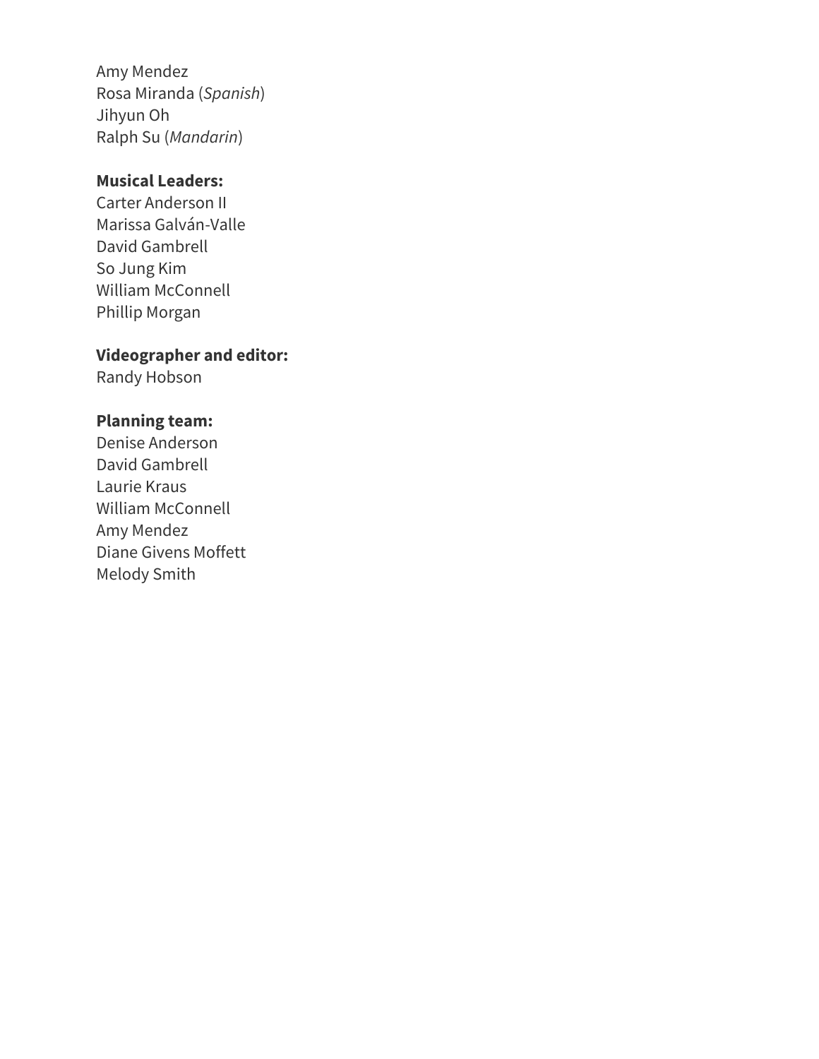Amy Mendez
Rosa Miranda (*Spanish*)
Jihyun Oh
Ralph Su (*Mandarin*)

**Musical Leaders:**
Carter Anderson II
Marissa Galván-Valle
David Gambrell
So Jung Kim
William McConnell
Phillip Morgan

**Videographer and editor:**
Randy Hobson

**Planning team:**
Denise Anderson
David Gambrell
Laurie Kraus
William McConnell
Amy Mendez
Diane Givens Moffett
Melody Smith